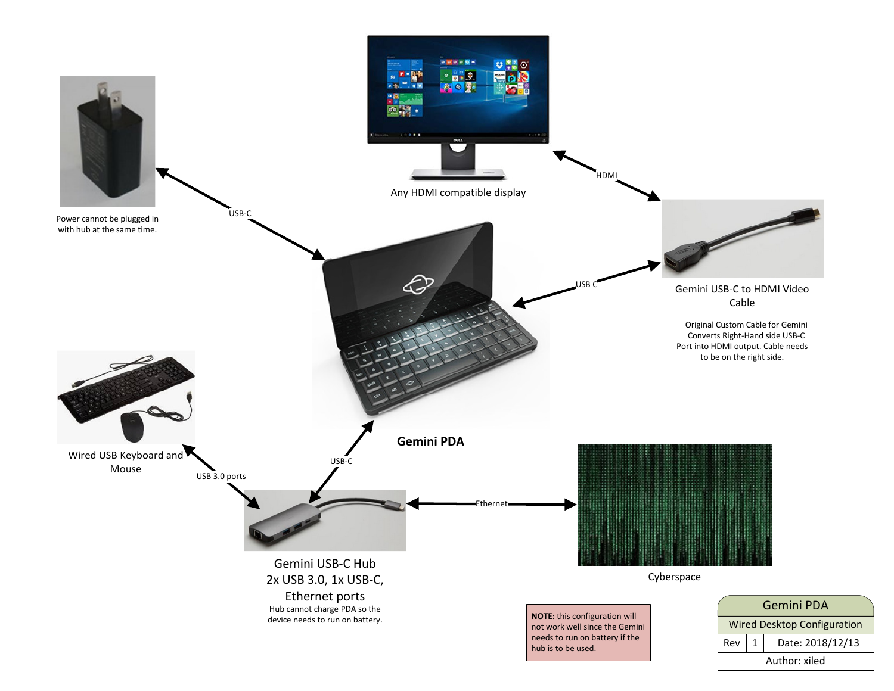Any HDMI compatible display

HDMI

USB-C

Power cannot be plugged in with hub at the same time.

USB C

Gemini USB-C to HDMI Video Cable

Original Custom Cable for Gemini Converts Right-Hand side USB-C Port into HDMI output. Cable needs to be on the right side.

**Gemini PDA**

Wired USB Keyboard and Mouse

USB 3.0 ports

USB-C

Ethernet

Cyberspace

Gemini USB-C Hub
2x USB 3.0, 1x USB-C, Ethernet ports

Hub cannot charge PDA so the device needs to run on battery.

**NOTE:** this configuration will not work well since the Gemini needs to run on battery if the hub is to be used.

| Gemini PDA | | |
|---|---|---|
| Wired Desktop Configuration | | |
| Rev | 1 | Date: 2018/12/13 |
| Author: xiled | | |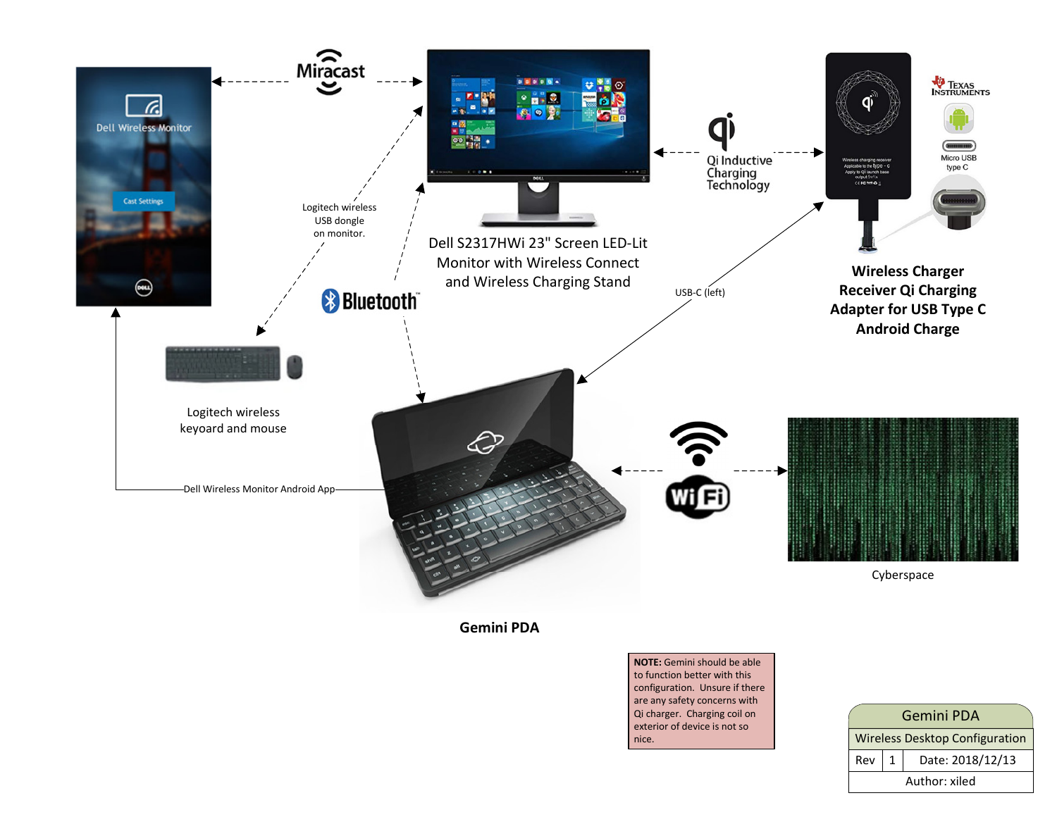Miracast

Dell Wireless Monitor

Cast Settings

Logitech wireless USB dongle on monitor.

Bluetooth

Dell S2317HWi 23" Screen LED-Lit Monitor with Wireless Connect and Wireless Charging Stand

Qi Inductive Charging Technology

USB-C (left)

Texas Instruments

Micro USB type C

**Wireless Charger Receiver Qi Charging Adapter for USB Type C Android Charge**

Logitech wireless keyoard and mouse

Dell Wireless Monitor Android App

**Gemini PDA**

Cyberspace

**NOTE:** Gemini should be able to function better with this configuration. Unsure if there are any safety concerns with Qi charger. Charging coil on exterior of device is not so nice.

| Gemini PDA | | |
|---|---|---|
| Wireless Desktop Configuration | | |
| Rev | 1 | Date: 2018/12/13 |
| Author: xiled | | |